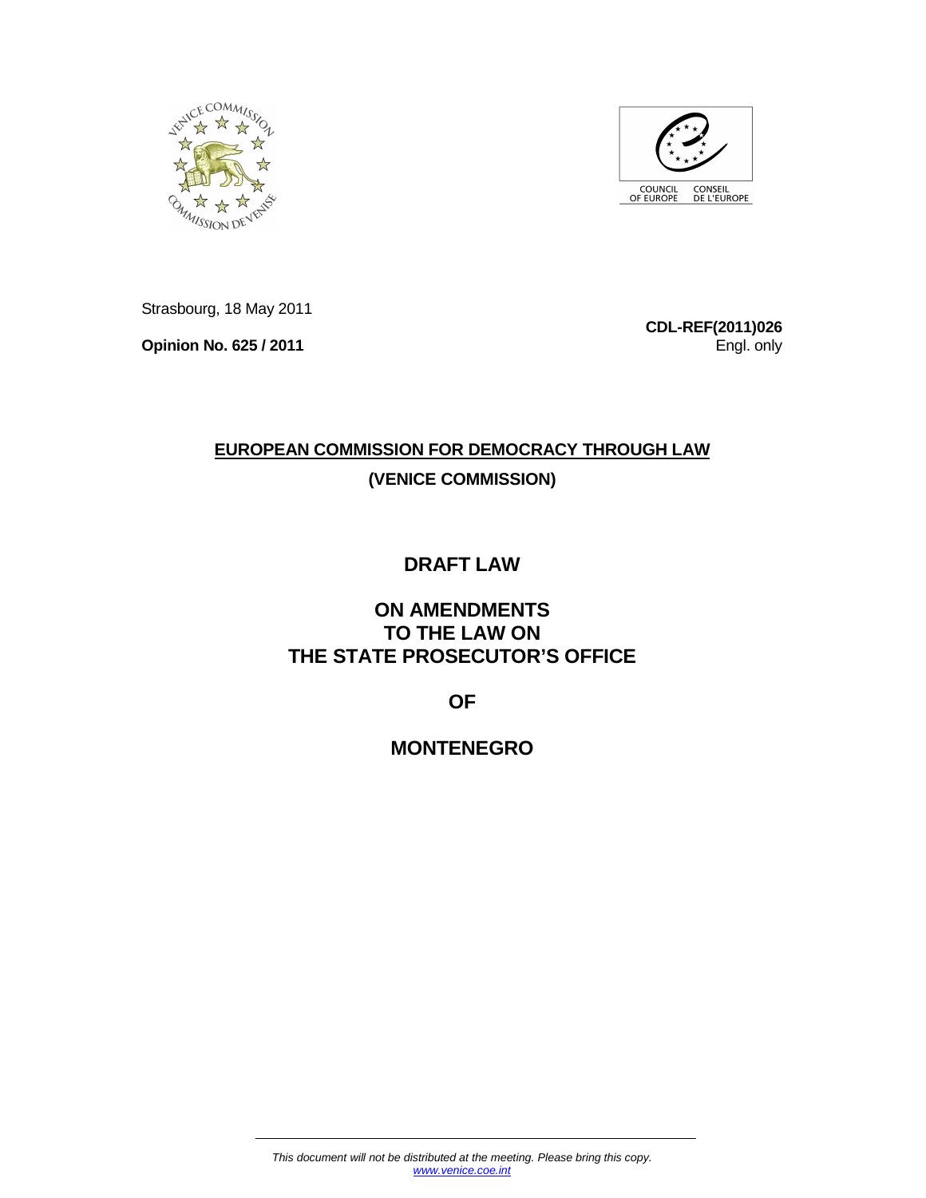Strasbourg, 18 May 2011

**Opinion No. 625 / 2011**

**CDL-REF(2011)026**
Engl. only

**EUROPEAN COMMISSION FOR DEMOCRACY THROUGH LAW**

**(VENICE COMMISSION)**

# DRAFT LAW

# ON AMENDMENTS TO THE LAW ON THE STATE PROSECUTOR'S OFFICE

# OF

# MONTENEGRO

*This document will not be distributed at the meeting. Please bring this copy.*
*www.venice.coe.int*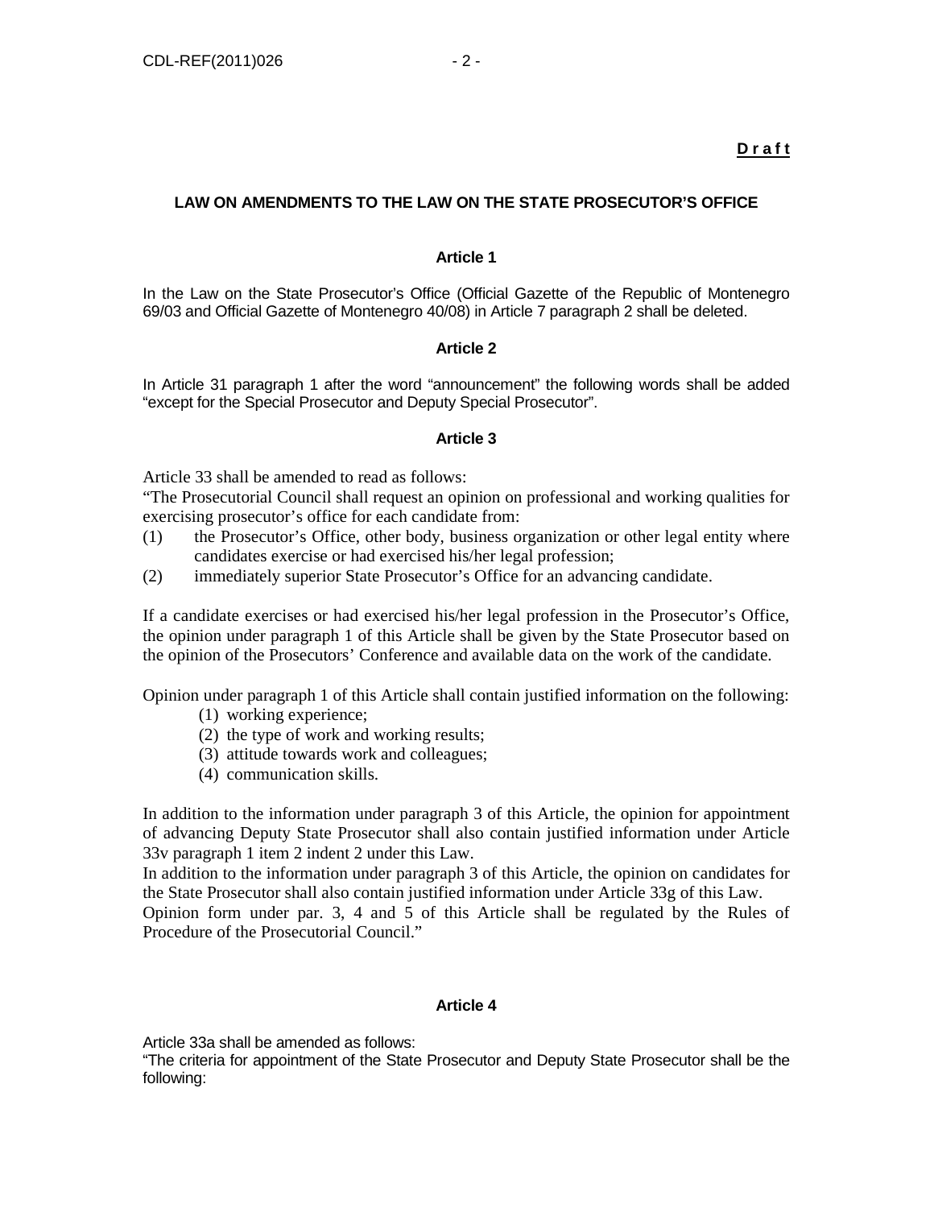**D r a f t**

**LAW ON AMENDMENTS TO THE LAW ON THE STATE PROSECUTOR'S OFFICE**

**Article 1**

In the Law on the State Prosecutor's Office (Official Gazette of the Republic of Montenegro 69/03 and Official Gazette of Montenegro 40/08) in Article 7 paragraph 2 shall be deleted.

**Article 2**

In Article 31 paragraph 1 after the word "announcement" the following words shall be added "except for the Special Prosecutor and Deputy Special Prosecutor".

**Article 3**

Article 33 shall be amended to read as follows:

"The Prosecutorial Council shall request an opinion on professional and working qualities for exercising prosecutor's office for each candidate from:

(1) the Prosecutor's Office, other body, business organization or other legal entity where candidates exercise or had exercised his/her legal profession;
(2) immediately superior State Prosecutor's Office for an advancing candidate.

If a candidate exercises or had exercised his/her legal profession in the Prosecutor's Office, the opinion under paragraph 1 of this Article shall be given by the State Prosecutor based on the opinion of the Prosecutors' Conference and available data on the work of the candidate.

Opinion under paragraph 1 of this Article shall contain justified information on the following:

(1) working experience;
(2) the type of work and working results;
(3) attitude towards work and colleagues;
(4) communication skills.

In addition to the information under paragraph 3 of this Article, the opinion for appointment of advancing Deputy State Prosecutor shall also contain justified information under Article 33v paragraph 1 item 2 indent 2 under this Law.

In addition to the information under paragraph 3 of this Article, the opinion on candidates for the State Prosecutor shall also contain justified information under Article 33g of this Law.

Opinion form under par. 3, 4 and 5 of this Article shall be regulated by the Rules of Procedure of the Prosecutorial Council."

**Article 4**

Article 33a shall be amended as follows:

"The criteria for appointment of the State Prosecutor and Deputy State Prosecutor shall be the following: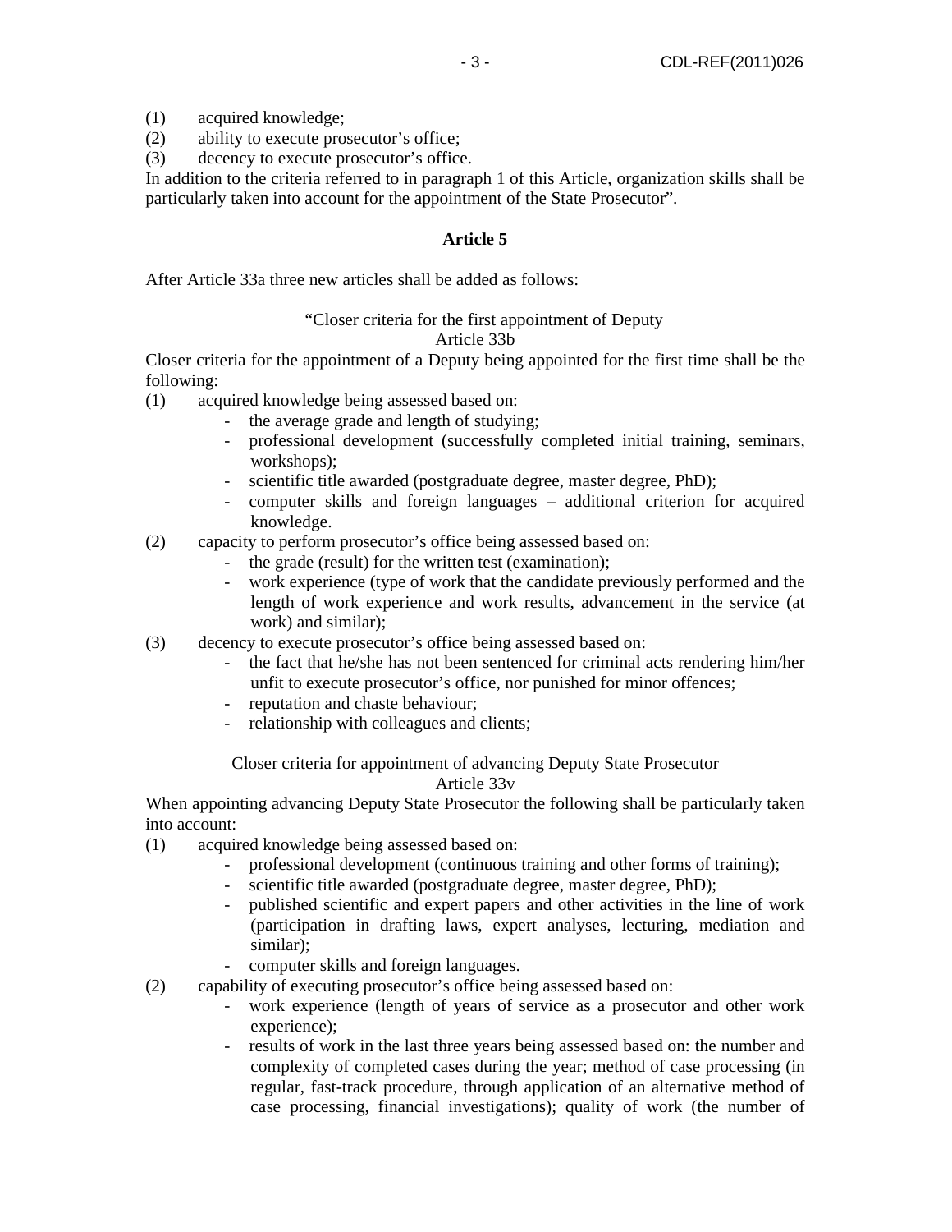(1) acquired knowledge;
(2) ability to execute prosecutor's office;
(3) decency to execute prosecutor's office.

In addition to the criteria referred to in paragraph 1 of this Article, organization skills shall be particularly taken into account for the appointment of the State Prosecutor".

**Article 5**

After Article 33a three new articles shall be added as follows:

"Closer criteria for the first appointment of Deputy
Article 33b

Closer criteria for the appointment of a Deputy being appointed for the first time shall be the following:

(1) acquired knowledge being assessed based on:
   - the average grade and length of studying;
   - professional development (successfully completed initial training, seminars, workshops);
   - scientific title awarded (postgraduate degree, master degree, PhD);
   - computer skills and foreign languages – additional criterion for acquired knowledge.
(2) capacity to perform prosecutor's office being assessed based on:
   - the grade (result) for the written test (examination);
   - work experience (type of work that the candidate previously performed and the length of work experience and work results, advancement in the service (at work) and similar);
(3) decency to execute prosecutor's office being assessed based on:
   - the fact that he/she has not been sentenced for criminal acts rendering him/her unfit to execute prosecutor's office, nor punished for minor offences;
   - reputation and chaste behaviour;
   - relationship with colleagues and clients;

Closer criteria for appointment of advancing Deputy State Prosecutor
Article 33v

When appointing advancing Deputy State Prosecutor the following shall be particularly taken into account:

(1) acquired knowledge being assessed based on:
   - professional development (continuous training and other forms of training);
   - scientific title awarded (postgraduate degree, master degree, PhD);
   - published scientific and expert papers and other activities in the line of work (participation in drafting laws, expert analyses, lecturing, mediation and similar);
   - computer skills and foreign languages.
(2) capability of executing prosecutor's office being assessed based on:
   - work experience (length of years of service as a prosecutor and other work experience);
   - results of work in the last three years being assessed based on: the number and complexity of completed cases during the year; method of case processing (in regular, fast-track procedure, through application of an alternative method of case processing, financial investigations); quality of work (the number of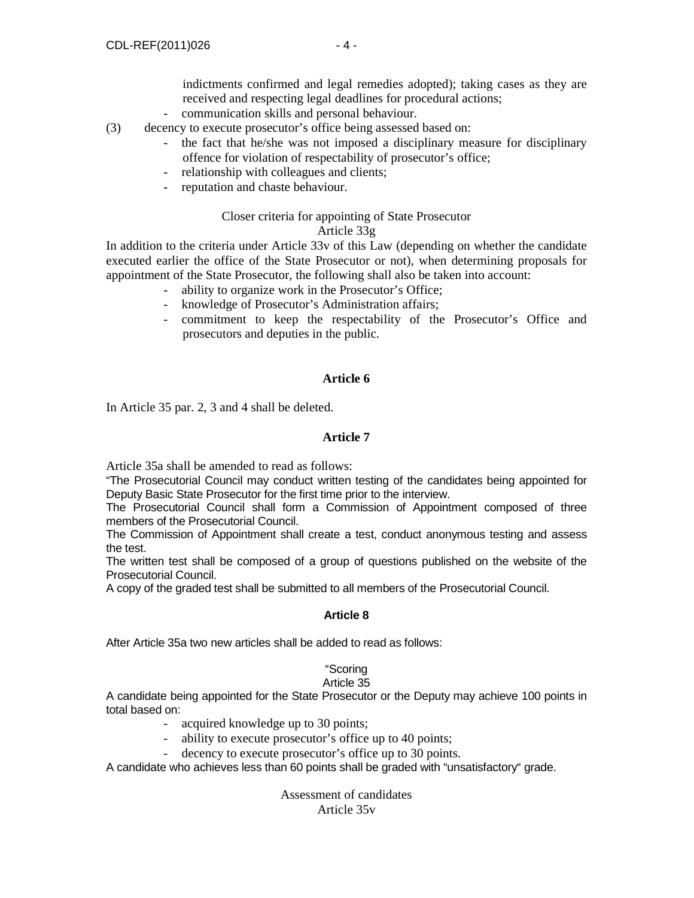indictments confirmed and legal remedies adopted); taking cases as they are received and respecting legal deadlines for procedural actions;
- communication skills and personal behaviour.

(3) decency to execute prosecutor's office being assessed based on:
- the fact that he/she was not imposed a disciplinary measure for disciplinary offence for violation of respectability of prosecutor's office;
- relationship with colleagues and clients;
- reputation and chaste behaviour.

Closer criteria for appointing of State Prosecutor
Article 33g

In addition to the criteria under Article 33v of this Law (depending on whether the candidate executed earlier the office of the State Prosecutor or not), when determining proposals for appointment of the State Prosecutor, the following shall also be taken into account:
- ability to organize work in the Prosecutor's Office;
- knowledge of Prosecutor's Administration affairs;
- commitment to keep the respectability of the Prosecutor's Office and prosecutors and deputies in the public.

**Article 6**

In Article 35 par. 2, 3 and 4 shall be deleted.

**Article 7**

Article 35a shall be amended to read as follows:
"The Prosecutorial Council may conduct written testing of the candidates being appointed for Deputy Basic State Prosecutor for the first time prior to the interview.
The Prosecutorial Council shall form a Commission of Appointment composed of three members of the Prosecutorial Council.
The Commission of Appointment shall create a test, conduct anonymous testing and assess the test.
The written test shall be composed of a group of questions published on the website of the Prosecutorial Council.
A copy of the graded test shall be submitted to all members of the Prosecutorial Council.

**Article 8**

After Article 35a two new articles shall be added to read as follows:

"Scoring
Article 35

A candidate being appointed for the State Prosecutor or the Deputy may achieve 100 points in total based on:
- acquired knowledge up to 30 points;
- ability to execute prosecutor's office up to 40 points;
- decency to execute prosecutor's office up to 30 points.

A candidate who achieves less than 60 points shall be graded with "unsatisfactory" grade.

Assessment of candidates
Article 35v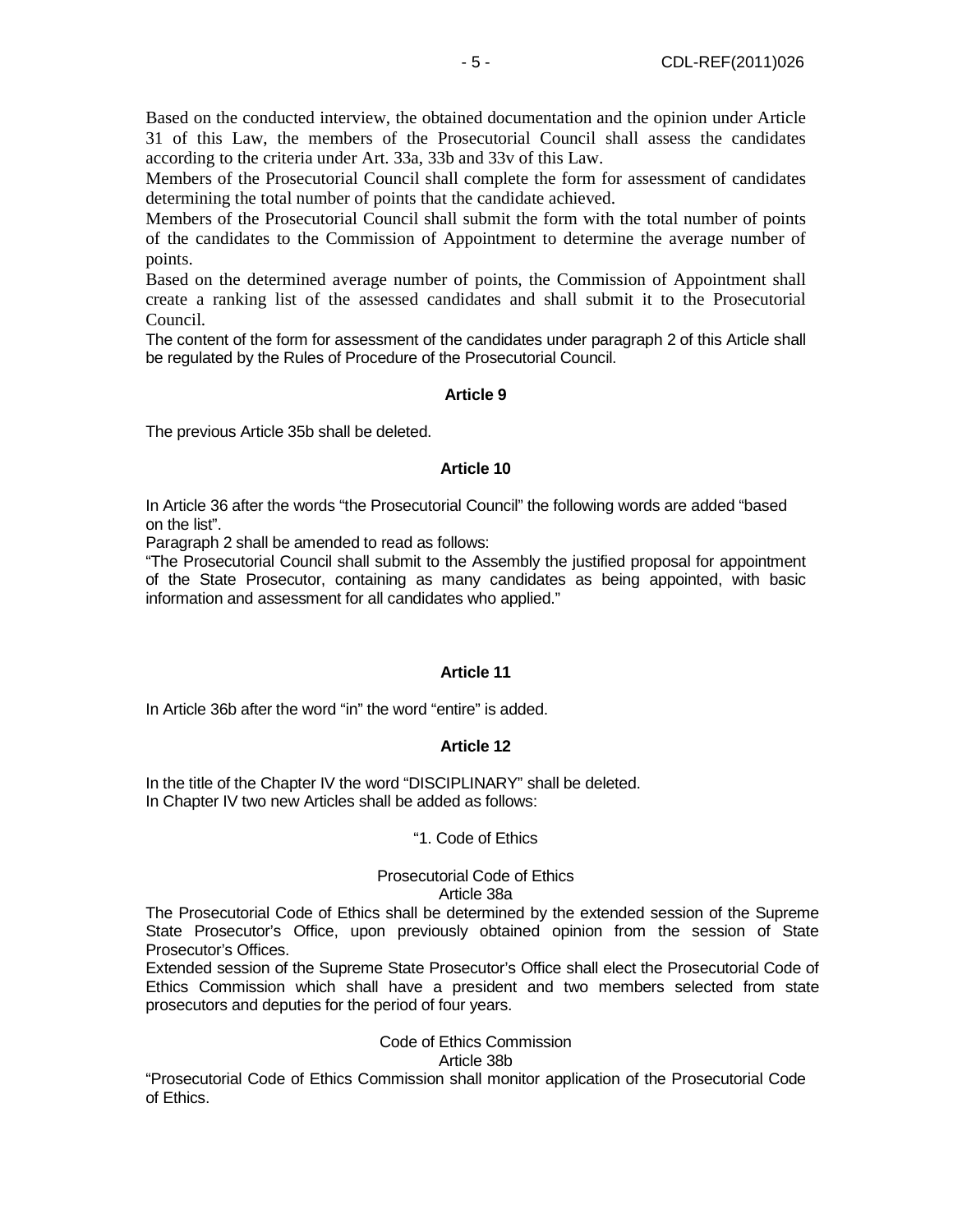Based on the conducted interview, the obtained documentation and the opinion under Article 31 of this Law, the members of the Prosecutorial Council shall assess the candidates according to the criteria under Art. 33a, 33b and 33v of this Law.

Members of the Prosecutorial Council shall complete the form for assessment of candidates determining the total number of points that the candidate achieved.

Members of the Prosecutorial Council shall submit the form with the total number of points of the candidates to the Commission of Appointment to determine the average number of points.

Based on the determined average number of points, the Commission of Appointment shall create a ranking list of the assessed candidates and shall submit it to the Prosecutorial Council.

The content of the form for assessment of the candidates under paragraph 2 of this Article shall be regulated by the Rules of Procedure of the Prosecutorial Council.

**Article 9**

The previous Article 35b shall be deleted.

**Article 10**

In Article 36 after the words "the Prosecutorial Council" the following words are added "based on the list".

Paragraph 2 shall be amended to read as follows:

"The Prosecutorial Council shall submit to the Assembly the justified proposal for appointment of the State Prosecutor, containing as many candidates as being appointed, with basic information and assessment for all candidates who applied."

**Article 11**

In Article 36b after the word "in" the word "entire" is added.

**Article 12**

In the title of the Chapter IV the word "DISCIPLINARY" shall be deleted.
In Chapter IV two new Articles shall be added as follows:

"1. Code of Ethics

Prosecutorial Code of Ethics
Article 38a

The Prosecutorial Code of Ethics shall be determined by the extended session of the Supreme State Prosecutor's Office, upon previously obtained opinion from the session of State Prosecutor's Offices.

Extended session of the Supreme State Prosecutor's Office shall elect the Prosecutorial Code of Ethics Commission which shall have a president and two members selected from state prosecutors and deputies for the period of four years.

Code of Ethics Commission
Article 38b

"Prosecutorial Code of Ethics Commission shall monitor application of the Prosecutorial Code of Ethics.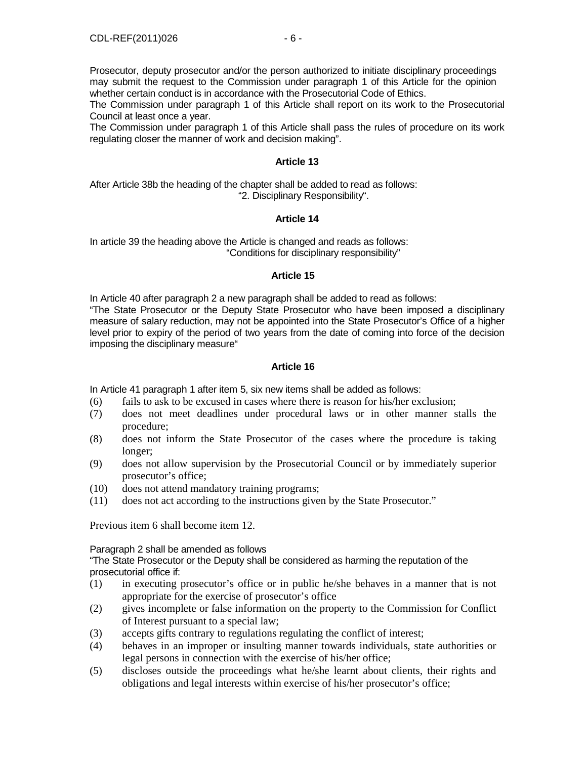Prosecutor, deputy prosecutor and/or the person authorized to initiate disciplinary proceedings may submit the request to the Commission under paragraph 1 of this Article for the opinion whether certain conduct is in accordance with the Prosecutorial Code of Ethics.

The Commission under paragraph 1 of this Article shall report on its work to the Prosecutorial Council at least once a year.

The Commission under paragraph 1 of this Article shall pass the rules of procedure on its work regulating closer the manner of work and decision making".

**Article 13**

After Article 38b the heading of the chapter shall be added to read as follows:

"2. Disciplinary Responsibility".

**Article 14**

In article 39 the heading above the Article is changed and reads as follows:

"Conditions for disciplinary responsibility"

**Article 15**

In Article 40 after paragraph 2 a new paragraph shall be added to read as follows:

"The State Prosecutor or the Deputy State Prosecutor who have been imposed a disciplinary measure of salary reduction, may not be appointed into the State Prosecutor's Office of a higher level prior to expiry of the period of two years from the date of coming into force of the decision imposing the disciplinary measure"

**Article 16**

In Article 41 paragraph 1 after item 5, six new items shall be added as follows:

(6) fails to ask to be excused in cases where there is reason for his/her exclusion;
(7) does not meet deadlines under procedural laws or in other manner stalls the procedure;
(8) does not inform the State Prosecutor of the cases where the procedure is taking longer;
(9) does not allow supervision by the Prosecutorial Council or by immediately superior prosecutor's office;
(10) does not attend mandatory training programs;
(11) does not act according to the instructions given by the State Prosecutor."

Previous item 6 shall become item 12.

Paragraph 2 shall be amended as follows

"The State Prosecutor or the Deputy shall be considered as harming the reputation of the prosecutorial office if:

(1) in executing prosecutor's office or in public he/she behaves in a manner that is not appropriate for the exercise of prosecutor's office
(2) gives incomplete or false information on the property to the Commission for Conflict of Interest pursuant to a special law;
(3) accepts gifts contrary to regulations regulating the conflict of interest;
(4) behaves in an improper or insulting manner towards individuals, state authorities or legal persons in connection with the exercise of his/her office;
(5) discloses outside the proceedings what he/she learnt about clients, their rights and obligations and legal interests within exercise of his/her prosecutor's office;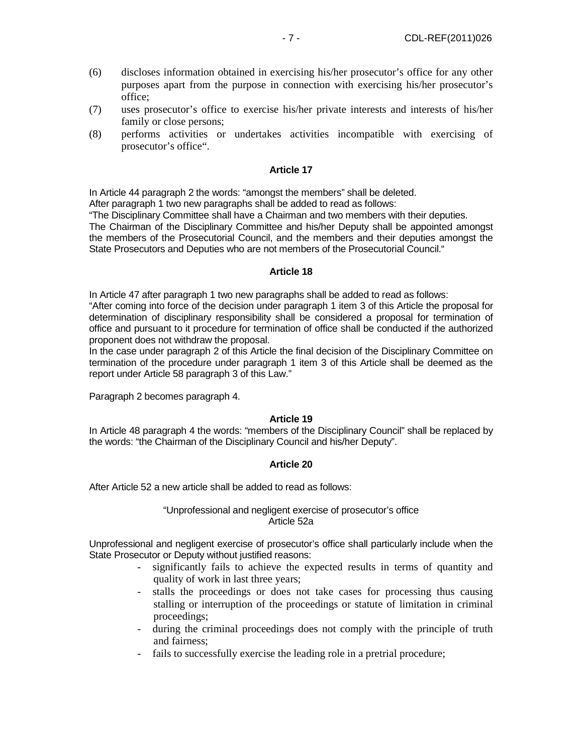(6) discloses information obtained in exercising his/her prosecutor's office for any other purposes apart from the purpose in connection with exercising his/her prosecutor's office;

(7) uses prosecutor's office to exercise his/her private interests and interests of his/her family or close persons;

(8) performs activities or undertakes activities incompatible with exercising of prosecutor's office".

### Article 17

In Article 44 paragraph 2 the words: "amongst the members" shall be deleted.

After paragraph 1 two new paragraphs shall be added to read as follows:

"The Disciplinary Committee shall have a Chairman and two members with their deputies.

The Chairman of the Disciplinary Committee and his/her Deputy shall be appointed amongst the members of the Prosecutorial Council, and the members and their deputies amongst the State Prosecutors and Deputies who are not members of the Prosecutorial Council."

### Article 18

In Article 47 after paragraph 1 two new paragraphs shall be added to read as follows:

"After coming into force of the decision under paragraph 1 item 3 of this Article the proposal for determination of disciplinary responsibility shall be considered a proposal for termination of office and pursuant to it procedure for termination of office shall be conducted if the authorized proponent does not withdraw the proposal.

In the case under paragraph 2 of this Article the final decision of the Disciplinary Committee on termination of the procedure under paragraph 1 item 3 of this Article shall be deemed as the report under Article 58 paragraph 3 of this Law."

Paragraph 2 becomes paragraph 4.

### Article 19

In Article 48 paragraph 4 the words: "members of the Disciplinary Council" shall be replaced by the words: "the Chairman of the Disciplinary Council and his/her Deputy".

### Article 20

After Article 52 a new article shall be added to read as follows:

"Unprofessional and negligent exercise of prosecutor's office
Article 52a

Unprofessional and negligent exercise of prosecutor's office shall particularly include when the State Prosecutor or Deputy without justified reasons:

- significantly fails to achieve the expected results in terms of quantity and quality of work in last three years;
- stalls the proceedings or does not take cases for processing thus causing stalling or interruption of the proceedings or statute of limitation in criminal proceedings;
- during the criminal proceedings does not comply with the principle of truth and fairness;
- fails to successfully exercise the leading role in a pretrial procedure;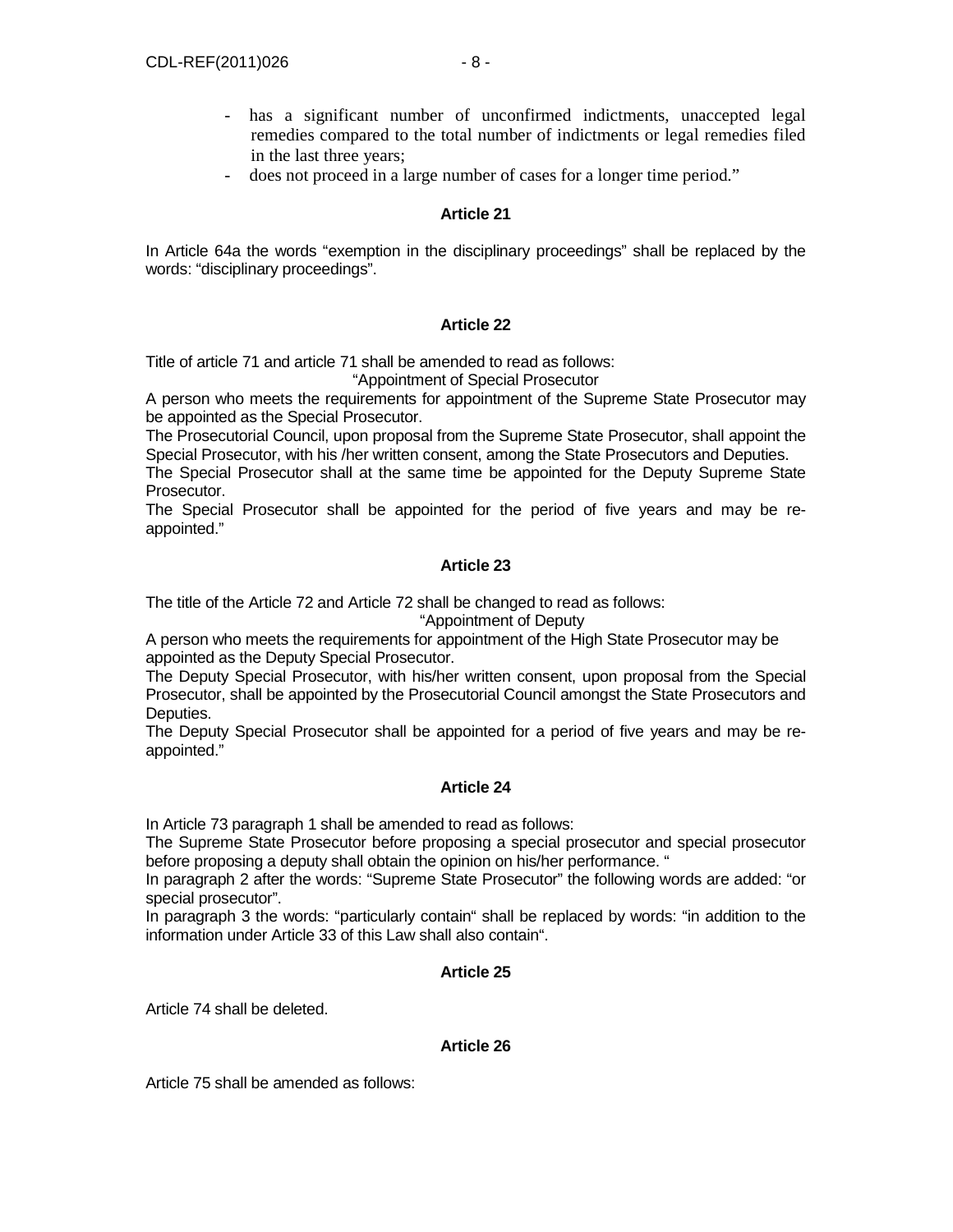- has a significant number of unconfirmed indictments, unaccepted legal remedies compared to the total number of indictments or legal remedies filed in the last three years;
- does not proceed in a large number of cases for a longer time period."

**Article 21**

In Article 64a the words "exemption in the disciplinary proceedings" shall be replaced by the words: "disciplinary proceedings".

**Article 22**

Title of article 71 and article 71 shall be amended to read as follows:

"Appointment of Special Prosecutor

A person who meets the requirements for appointment of the Supreme State Prosecutor may be appointed as the Special Prosecutor.

The Prosecutorial Council, upon proposal from the Supreme State Prosecutor, shall appoint the Special Prosecutor, with his /her written consent, among the State Prosecutors and Deputies.

The Special Prosecutor shall at the same time be appointed for the Deputy Supreme State Prosecutor.

The Special Prosecutor shall be appointed for the period of five years and may be re-appointed."

**Article 23**

The title of the Article 72 and Article 72 shall be changed to read as follows:

"Appointment of Deputy

A person who meets the requirements for appointment of the High State Prosecutor may be appointed as the Deputy Special Prosecutor.

The Deputy Special Prosecutor, with his/her written consent, upon proposal from the Special Prosecutor, shall be appointed by the Prosecutorial Council amongst the State Prosecutors and Deputies.

The Deputy Special Prosecutor shall be appointed for a period of five years and may be re-appointed."

**Article 24**

In Article 73 paragraph 1 shall be amended to read as follows:

The Supreme State Prosecutor before proposing a special prosecutor and special prosecutor before proposing a deputy shall obtain the opinion on his/her performance. "

In paragraph 2 after the words: "Supreme State Prosecutor" the following words are added: "or special prosecutor".

In paragraph 3 the words: "particularly contain" shall be replaced by words: "in addition to the information under Article 33 of this Law shall also contain".

**Article 25**

Article 74 shall be deleted.

**Article 26**

Article 75 shall be amended as follows: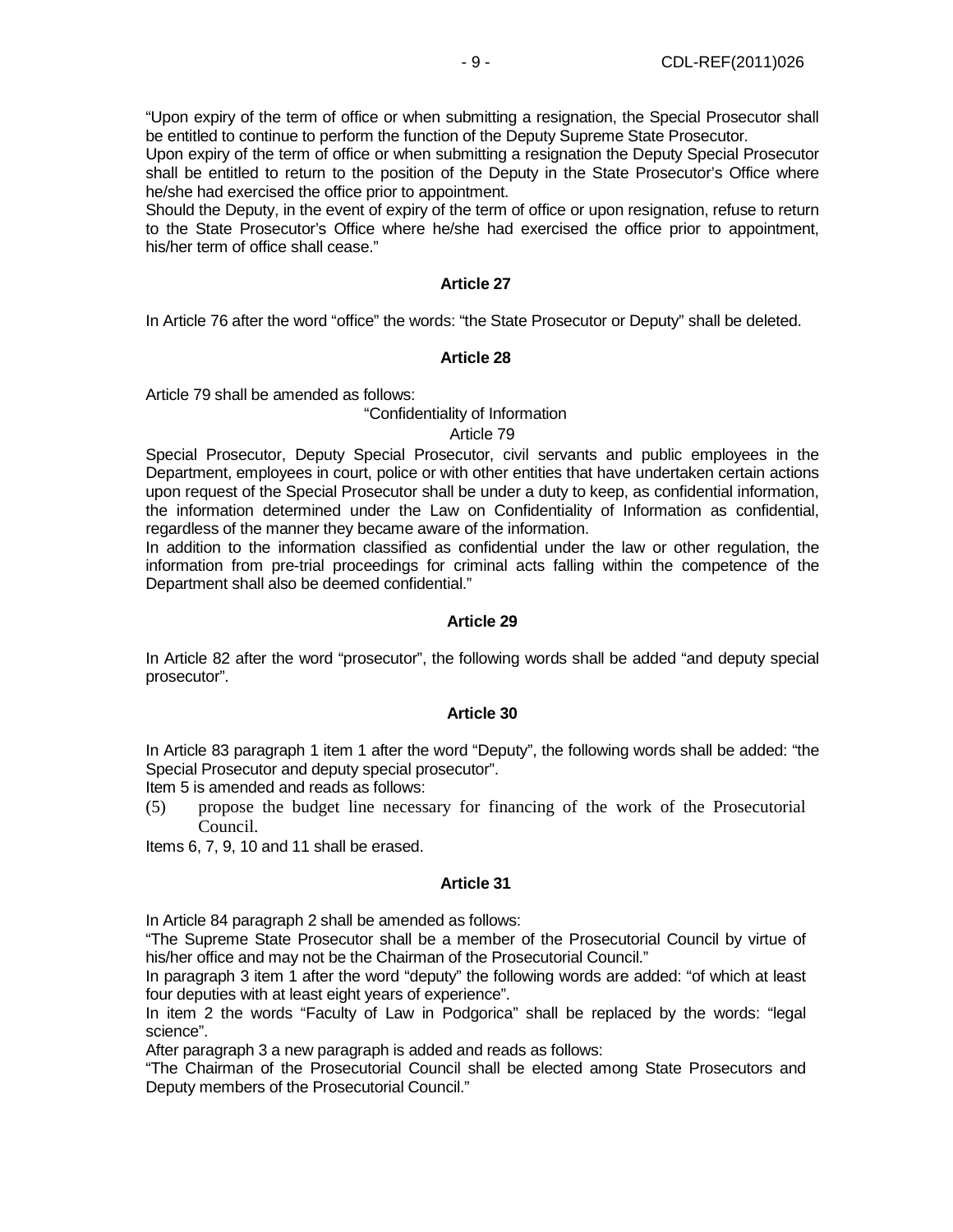"Upon expiry of the term of office or when submitting a resignation, the Special Prosecutor shall be entitled to continue to perform the function of the Deputy Supreme State Prosecutor.

Upon expiry of the term of office or when submitting a resignation the Deputy Special Prosecutor shall be entitled to return to the position of the Deputy in the State Prosecutor's Office where he/she had exercised the office prior to appointment.

Should the Deputy, in the event of expiry of the term of office or upon resignation, refuse to return to the State Prosecutor's Office where he/she had exercised the office prior to appointment, his/her term of office shall cease."

**Article 27**

In Article 76 after the word "office" the words: "the State Prosecutor or Deputy" shall be deleted.

**Article 28**

Article 79 shall be amended as follows:

"Confidentiality of Information

Article 79

Special Prosecutor, Deputy Special Prosecutor, civil servants and public employees in the Department, employees in court, police or with other entities that have undertaken certain actions upon request of the Special Prosecutor shall be under a duty to keep, as confidential information, the information determined under the Law on Confidentiality of Information as confidential, regardless of the manner they became aware of the information.

In addition to the information classified as confidential under the law or other regulation, the information from pre-trial proceedings for criminal acts falling within the competence of the Department shall also be deemed confidential."

**Article 29**

In Article 82 after the word "prosecutor", the following words shall be added "and deputy special prosecutor".

**Article 30**

In Article 83 paragraph 1 item 1 after the word "Deputy", the following words shall be added: "the Special Prosecutor and deputy special prosecutor".

Item 5 is amended and reads as follows:

(5) propose the budget line necessary for financing of the work of the Prosecutorial Council.

Items 6, 7, 9, 10 and 11 shall be erased.

**Article 31**

In Article 84 paragraph 2 shall be amended as follows:

"The Supreme State Prosecutor shall be a member of the Prosecutorial Council by virtue of his/her office and may not be the Chairman of the Prosecutorial Council."

In paragraph 3 item 1 after the word "deputy" the following words are added: "of which at least four deputies with at least eight years of experience".

In item 2 the words "Faculty of Law in Podgorica" shall be replaced by the words: "legal science".

After paragraph 3 a new paragraph is added and reads as follows:

"The Chairman of the Prosecutorial Council shall be elected among State Prosecutors and Deputy members of the Prosecutorial Council."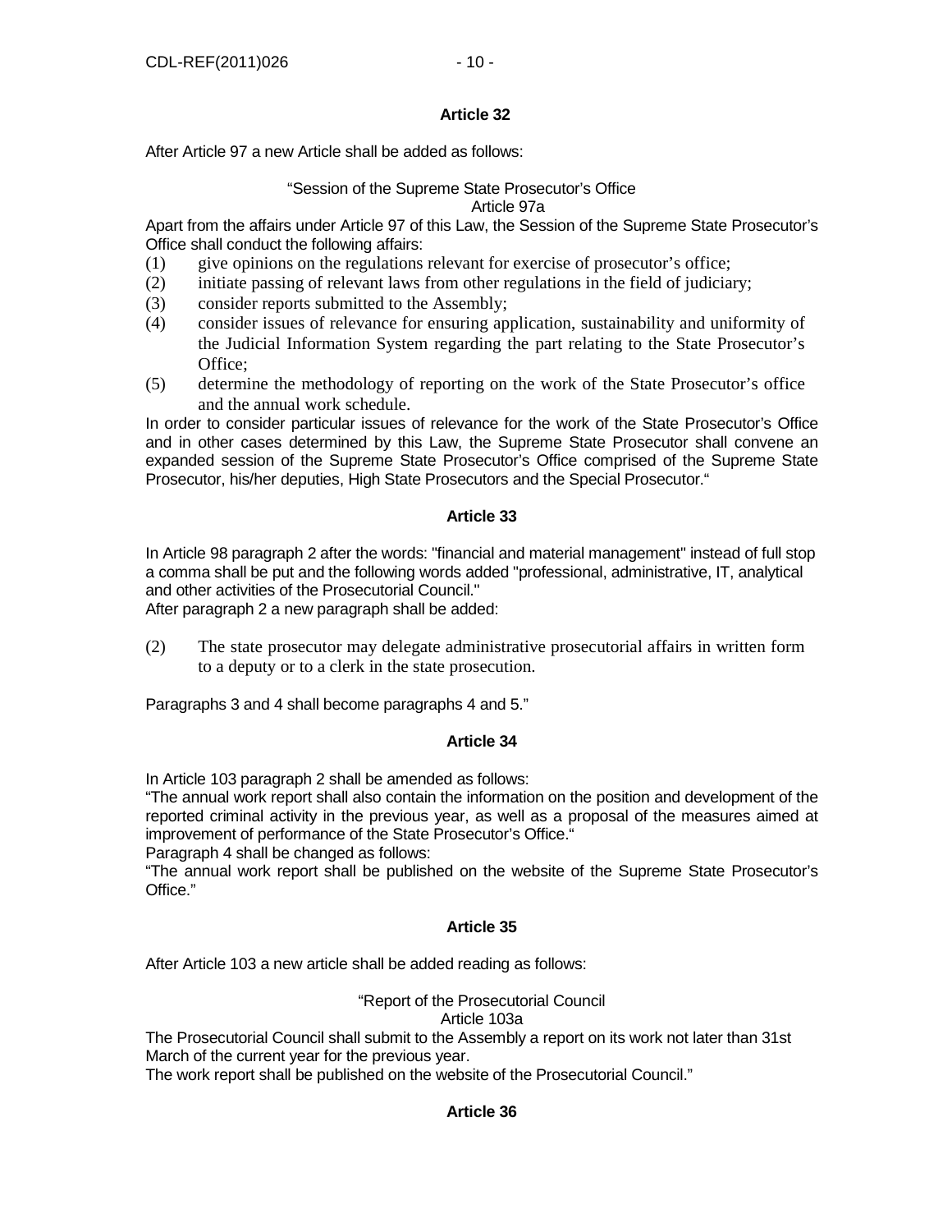**Article 32**

After Article 97 a new Article shall be added as follows:

"Session of the Supreme State Prosecutor's Office
Article 97a

Apart from the affairs under Article 97 of this Law, the Session of the Supreme State Prosecutor's Office shall conduct the following affairs:

(1) give opinions on the regulations relevant for exercise of prosecutor's office;
(2) initiate passing of relevant laws from other regulations in the field of judiciary;
(3) consider reports submitted to the Assembly;
(4) consider issues of relevance for ensuring application, sustainability and uniformity of the Judicial Information System regarding the part relating to the State Prosecutor's Office;
(5) determine the methodology of reporting on the work of the State Prosecutor's office and the annual work schedule.

In order to consider particular issues of relevance for the work of the State Prosecutor's Office and in other cases determined by this Law, the Supreme State Prosecutor shall convene an expanded session of the Supreme State Prosecutor's Office comprised of the Supreme State Prosecutor, his/her deputies, High State Prosecutors and the Special Prosecutor."

**Article 33**

In Article 98 paragraph 2 after the words: "financial and material management" instead of full stop a comma shall be put and the following words added "professional, administrative, IT, analytical and other activities of the Prosecutorial Council."
After paragraph 2 a new paragraph shall be added:

(2) The state prosecutor may delegate administrative prosecutorial affairs in written form to a deputy or to a clerk in the state prosecution.

Paragraphs 3 and 4 shall become paragraphs 4 and 5."

**Article 34**

In Article 103 paragraph 2 shall be amended as follows:
"The annual work report shall also contain the information on the position and development of the reported criminal activity in the previous year, as well as a proposal of the measures aimed at improvement of performance of the State Prosecutor's Office."
Paragraph 4 shall be changed as follows:
"The annual work report shall be published on the website of the Supreme State Prosecutor's Office."

**Article 35**

After Article 103 a new article shall be added reading as follows:

"Report of the Prosecutorial Council
Article 103a

The Prosecutorial Council shall submit to the Assembly a report on its work not later than 31st March of the current year for the previous year.
The work report shall be published on the website of the Prosecutorial Council."

**Article 36**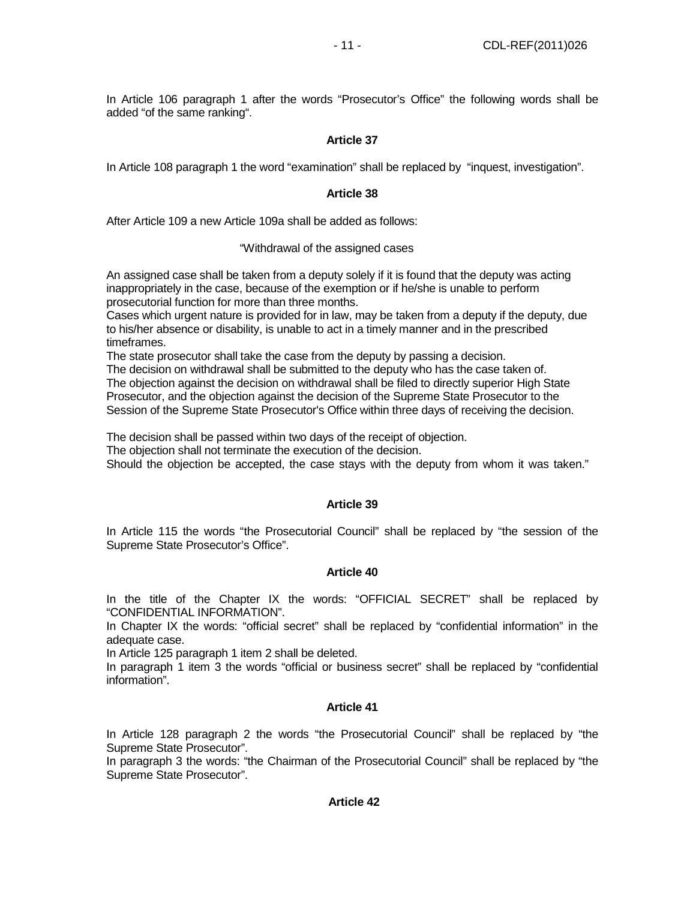In Article 106 paragraph 1 after the words "Prosecutor's Office" the following words shall be added "of the same ranking".

**Article 37**

In Article 108 paragraph 1 the word "examination" shall be replaced by "inquest, investigation".

**Article 38**

After Article 109 a new Article 109a shall be added as follows:

"Withdrawal of the assigned cases

An assigned case shall be taken from a deputy solely if it is found that the deputy was acting inappropriately in the case, because of the exemption or if he/she is unable to perform prosecutorial function for more than three months.
Cases which urgent nature is provided for in law, may be taken from a deputy if the deputy, due to his/her absence or disability, is unable to act in a timely manner and in the prescribed timeframes.
The state prosecutor shall take the case from the deputy by passing a decision.
The decision on withdrawal shall be submitted to the deputy who has the case taken of.
The objection against the decision on withdrawal shall be filed to directly superior High State Prosecutor, and the objection against the decision of the Supreme State Prosecutor to the Session of the Supreme State Prosecutor's Office within three days of receiving the decision.

The decision shall be passed within two days of the receipt of objection.
The objection shall not terminate the execution of the decision.
Should the objection be accepted, the case stays with the deputy from whom it was taken."

**Article 39**

In Article 115 the words "the Prosecutorial Council" shall be replaced by "the session of the Supreme State Prosecutor's Office".

**Article 40**

In the title of the Chapter IX the words: "OFFICIAL SECRET" shall be replaced by "CONFIDENTIAL INFORMATION".
In Chapter IX the words: "official secret" shall be replaced by "confidential information" in the adequate case.
In Article 125 paragraph 1 item 2 shall be deleted.
In paragraph 1 item 3 the words "official or business secret" shall be replaced by "confidential information".

**Article 41**

In Article 128 paragraph 2 the words "the Prosecutorial Council" shall be replaced by "the Supreme State Prosecutor".
In paragraph 3 the words: "the Chairman of the Prosecutorial Council" shall be replaced by "the Supreme State Prosecutor".

**Article 42**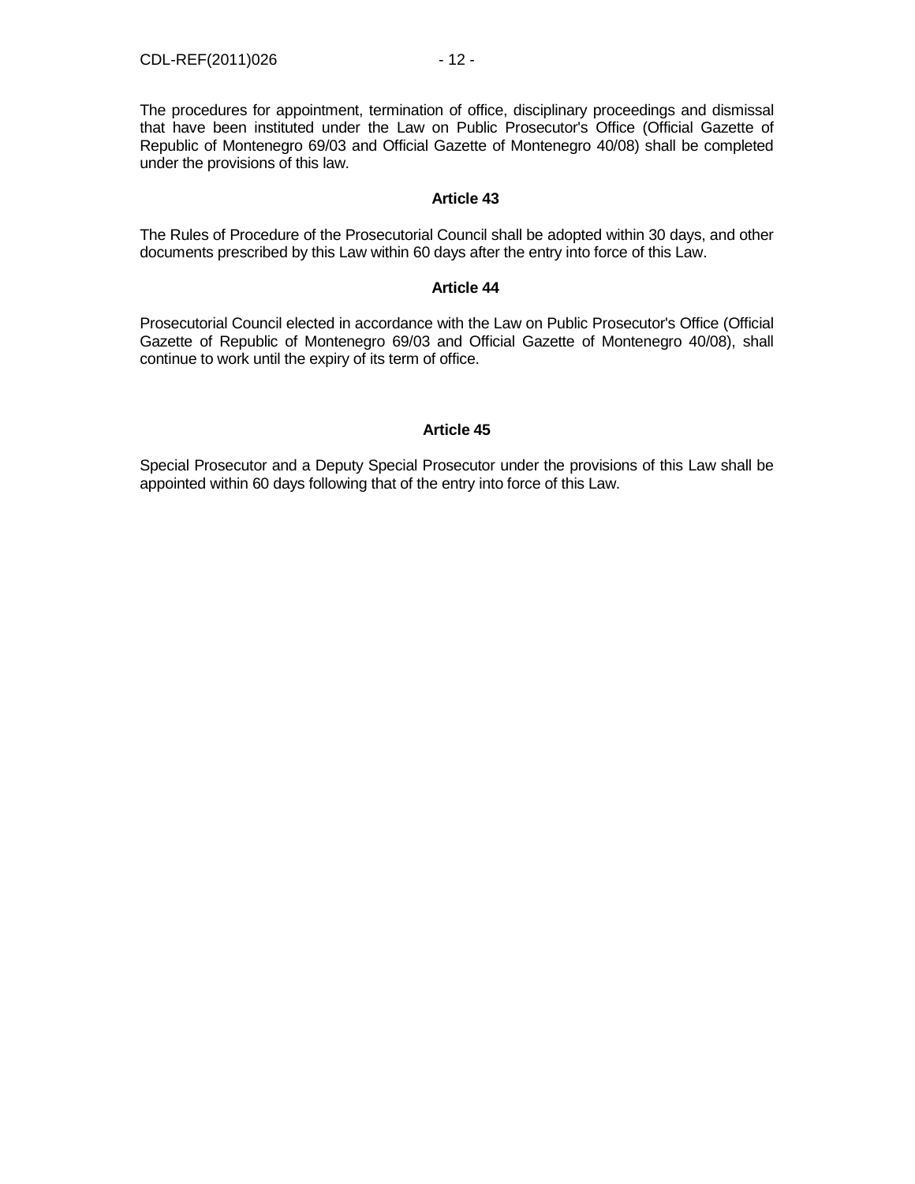The procedures for appointment, termination of office, disciplinary proceedings and dismissal that have been instituted under the Law on Public Prosecutor's Office (Official Gazette of Republic of Montenegro 69/03 and Official Gazette of Montenegro 40/08) shall be completed under the provisions of this law.

**Article 43**

The Rules of Procedure of the Prosecutorial Council shall be adopted within 30 days, and other documents prescribed by this Law within 60 days after the entry into force of this Law.

**Article 44**

Prosecutorial Council elected in accordance with the Law on Public Prosecutor's Office (Official Gazette of Republic of Montenegro 69/03 and Official Gazette of Montenegro 40/08), shall continue to work until the expiry of its term of office.

**Article 45**

Special Prosecutor and a Deputy Special Prosecutor under the provisions of this Law shall be appointed within 60 days following that of the entry into force of this Law.